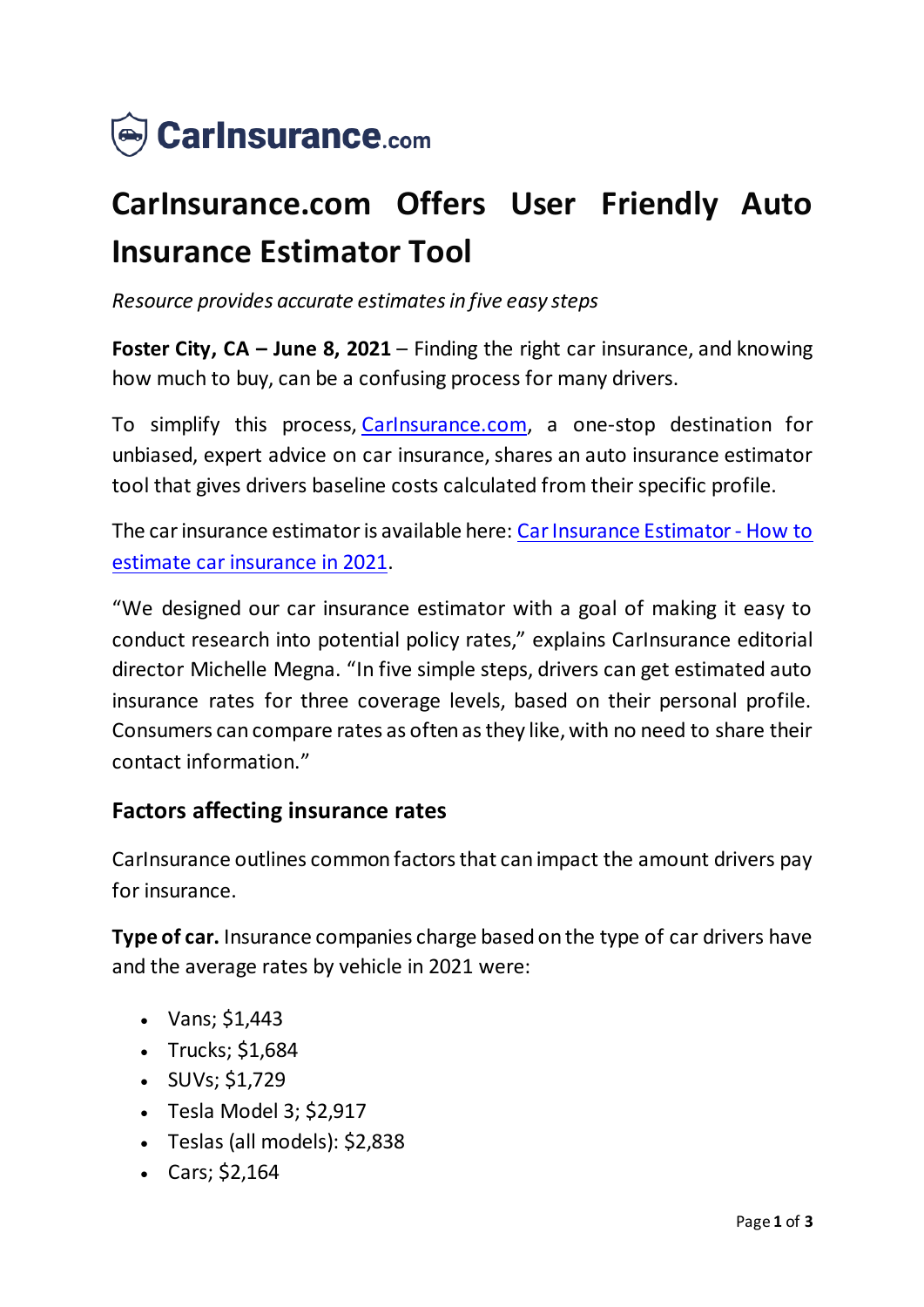# CarInsurance.com Offers User Friendly Auto Insurance Estimator Tool

*Resource provides accurate estimates in five easy steps*

**Foster City, CA – June 8, 2021** – Finding the right car insurance, and knowing how much to buy, can be a confusing process for many drivers.

To simplify this process, CarInsurance.com, a one-stop destination for unbiased, expert advice on car insurance, shares an auto insurance estimator tool that gives drivers baseline costs calculated from their specific profile.

The car insurance estimator is available here: Car Insurance Estimator - How to estimate car insurance in 2021.

"We designed our car insurance estimator with a goal of making it easy to conduct research into potential policy rates," explains CarInsurance editorial director Michelle Megna. "In five simple steps, drivers can get estimated auto insurance rates for three coverage levels, based on their personal profile. Consumers can compare rates as often as they like, with no need to share their contact information."

## Factors affecting insurance rates

CarInsurance outlines common factors that can impact the amount drivers pay for insurance.

**Type of car.** Insurance companies charge based on the type of car drivers have and the average rates by vehicle in 2021 were:

- Vans; $1,443
- Trucks; $1,684
- SUVs; $1,729
- Tesla Model 3; $2,917
- Teslas (all models): $2,838
- Cars; $2,164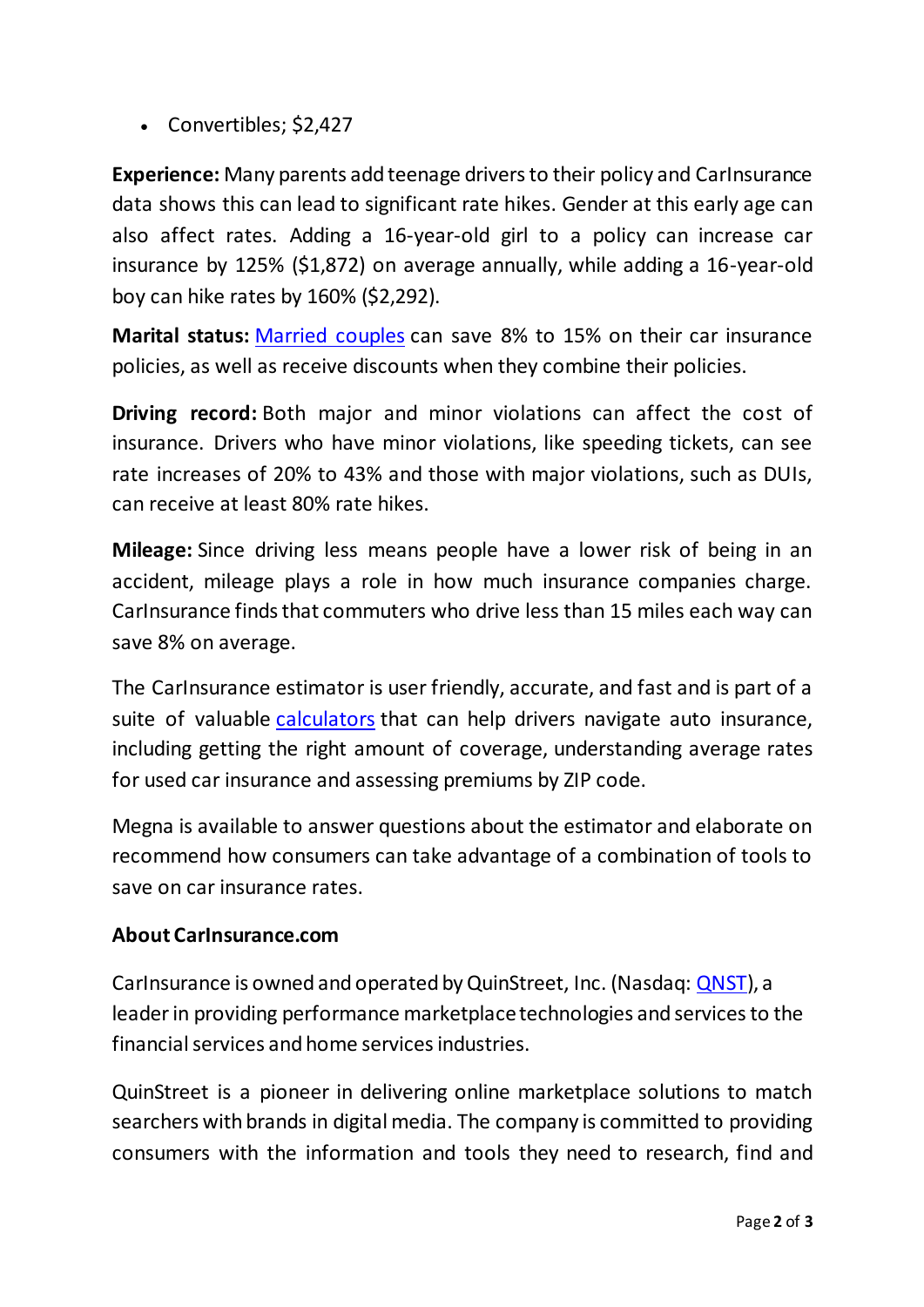- Convertibles; $2,427

**Experience:** Many parents add teenage drivers to their policy and CarInsurance data shows this can lead to significant rate hikes. Gender at this early age can also affect rates. Adding a 16-year-old girl to a policy can increase car insurance by 125% ($1,872) on average annually, while adding a 16-year-old boy can hike rates by 160% ($2,292).

**Marital status:** Married couples can save 8% to 15% on their car insurance policies, as well as receive discounts when they combine their policies.

**Driving record:** Both major and minor violations can affect the cost of insurance. Drivers who have minor violations, like speeding tickets, can see rate increases of 20% to 43% and those with major violations, such as DUIs, can receive at least 80% rate hikes.

**Mileage:** Since driving less means people have a lower risk of being in an accident, mileage plays a role in how much insurance companies charge. CarInsurance finds that commuters who drive less than 15 miles each way can save 8% on average.

The CarInsurance estimator is user friendly, accurate, and fast and is part of a suite of valuable calculators that can help drivers navigate auto insurance, including getting the right amount of coverage, understanding average rates for used car insurance and assessing premiums by ZIP code.

Megna is available to answer questions about the estimator and elaborate on recommend how consumers can take advantage of a combination of tools to save on car insurance rates.

**About CarInsurance.com**

CarInsurance is owned and operated by QuinStreet, Inc. (Nasdaq: QNST), a leader in providing performance marketplace technologies and services to the financial services and home services industries.

QuinStreet is a pioneer in delivering online marketplace solutions to match searchers with brands in digital media. The company is committed to providing consumers with the information and tools they need to research, find and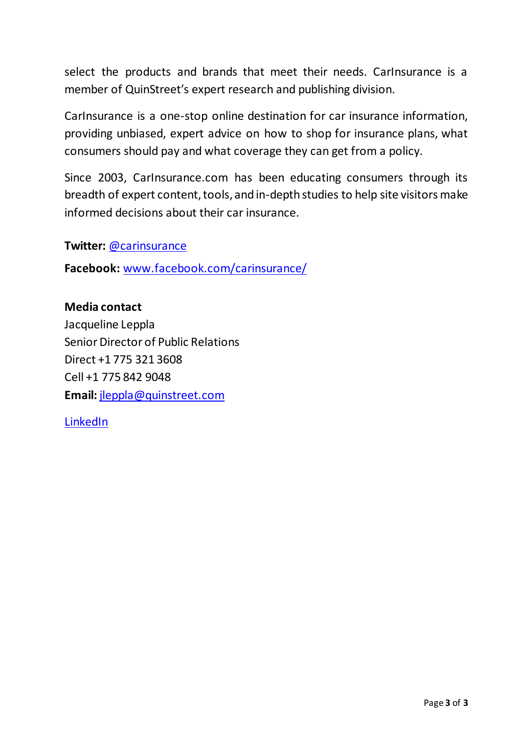select the products and brands that meet their needs. CarInsurance is a member of QuinStreet's expert research and publishing division.

CarInsurance is a one-stop online destination for car insurance information, providing unbiased, expert advice on how to shop for insurance plans, what consumers should pay and what coverage they can get from a policy.

Since 2003, CarInsurance.com has been educating consumers through its breadth of expert content, tools, and in-depth studies to help site visitors make informed decisions about their car insurance.

**Twitter:** @carinsurance

**Facebook:** www.facebook.com/carinsurance/

**Media contact**
Jacqueline Leppla
Senior Director of Public Relations
Direct +1 775 321 3608
Cell +1 775 842 9048
**Email:** jleppla@quinstreet.com

LinkedIn